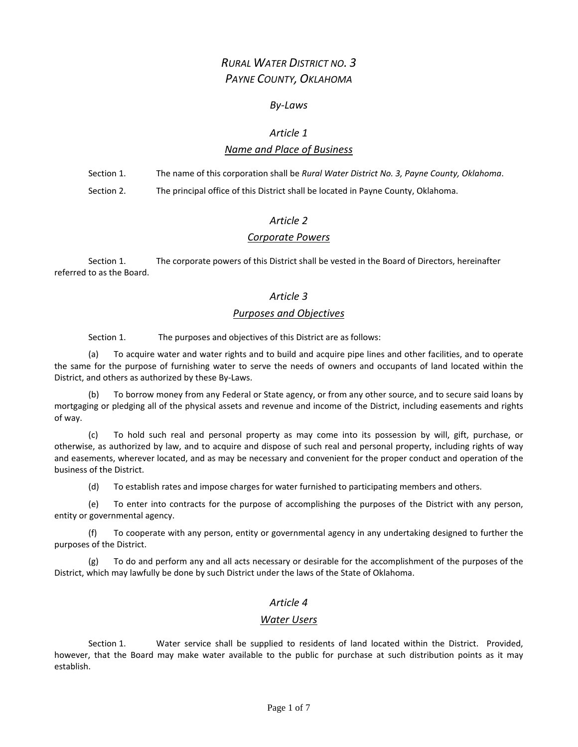# *Rural Water District no. 3*
# *Payne County, Oklahoma*

## *By-Laws*

## *Article 1*

### *Name and Place of Business*

Section 1. The name of this corporation shall be *Rural Water District No. 3, Payne County, Oklahoma*.

Section 2. The principal office of this District shall be located in Payne County, Oklahoma.

## *Article 2*

### *Corporate Powers*

Section 1. The corporate powers of this District shall be vested in the Board of Directors, hereinafter referred to as the Board.

## *Article 3*

### *Purposes and Objectives*

Section 1. The purposes and objectives of this District are as follows:

(a) To acquire water and water rights and to build and acquire pipe lines and other facilities, and to operate the same for the purpose of furnishing water to serve the needs of owners and occupants of land located within the District, and others as authorized by these By-Laws.

(b) To borrow money from any Federal or State agency, or from any other source, and to secure said loans by mortgaging or pledging all of the physical assets and revenue and income of the District, including easements and rights of way.

(c) To hold such real and personal property as may come into its possession by will, gift, purchase, or otherwise, as authorized by law, and to acquire and dispose of such real and personal property, including rights of way and easements, wherever located, and as may be necessary and convenient for the proper conduct and operation of the business of the District.

(d) To establish rates and impose charges for water furnished to participating members and others.

(e) To enter into contracts for the purpose of accomplishing the purposes of the District with any person, entity or governmental agency.

(f) To cooperate with any person, entity or governmental agency in any undertaking designed to further the purposes of the District.

(g) To do and perform any and all acts necessary or desirable for the accomplishment of the purposes of the District, which may lawfully be done by such District under the laws of the State of Oklahoma.

## *Article 4*

### *Water Users*

Section 1. Water service shall be supplied to residents of land located within the District. Provided, however, that the Board may make water available to the public for purchase at such distribution points as it may establish.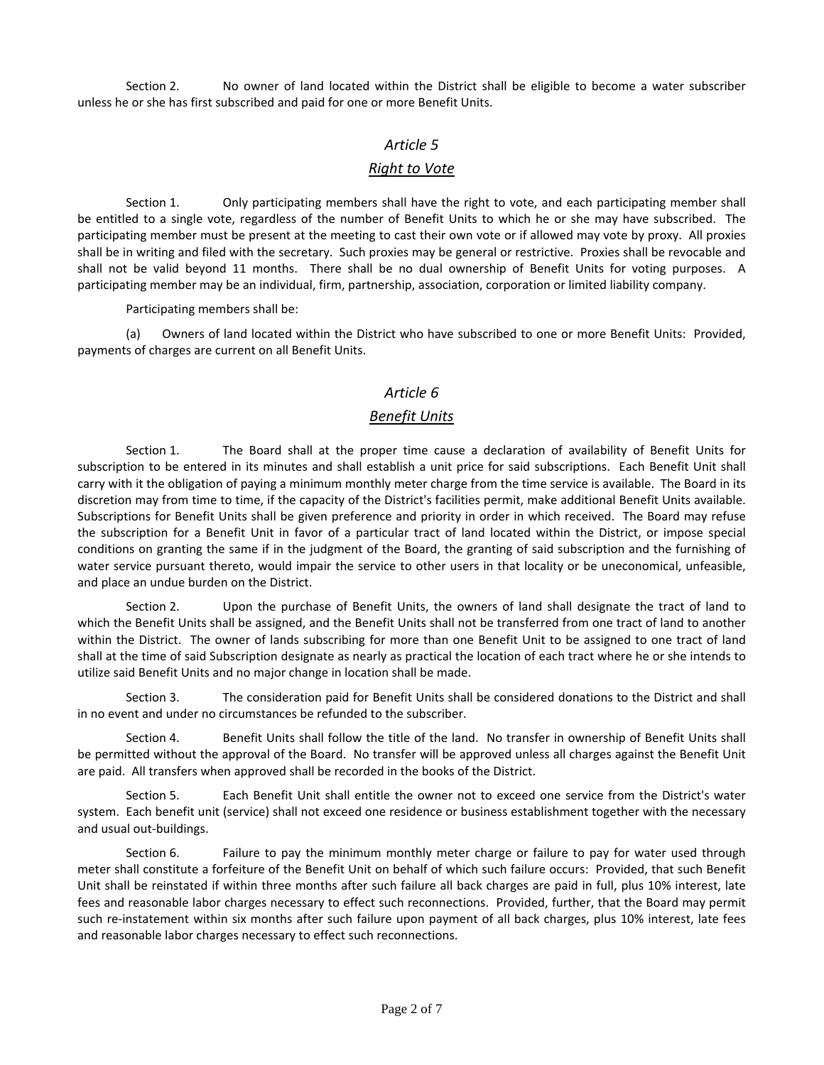Section 2. No owner of land located within the District shall be eligible to become a water subscriber unless he or she has first subscribed and paid for one or more Benefit Units.

## *Article 5*

## *Right to Vote*

Section 1. Only participating members shall have the right to vote, and each participating member shall be entitled to a single vote, regardless of the number of Benefit Units to which he or she may have subscribed. The participating member must be present at the meeting to cast their own vote or if allowed may vote by proxy. All proxies shall be in writing and filed with the secretary. Such proxies may be general or restrictive. Proxies shall be revocable and shall not be valid beyond 11 months. There shall be no dual ownership of Benefit Units for voting purposes. A participating member may be an individual, firm, partnership, association, corporation or limited liability company.

Participating members shall be:

(a) Owners of land located within the District who have subscribed to one or more Benefit Units: Provided, payments of charges are current on all Benefit Units.

## *Article 6*

## *Benefit Units*

Section 1. The Board shall at the proper time cause a declaration of availability of Benefit Units for subscription to be entered in its minutes and shall establish a unit price for said subscriptions. Each Benefit Unit shall carry with it the obligation of paying a minimum monthly meter charge from the time service is available. The Board in its discretion may from time to time, if the capacity of the District's facilities permit, make additional Benefit Units available. Subscriptions for Benefit Units shall be given preference and priority in order in which received. The Board may refuse the subscription for a Benefit Unit in favor of a particular tract of land located within the District, or impose special conditions on granting the same if in the judgment of the Board, the granting of said subscription and the furnishing of water service pursuant thereto, would impair the service to other users in that locality or be uneconomical, unfeasible, and place an undue burden on the District.

Section 2. Upon the purchase of Benefit Units, the owners of land shall designate the tract of land to which the Benefit Units shall be assigned, and the Benefit Units shall not be transferred from one tract of land to another within the District. The owner of lands subscribing for more than one Benefit Unit to be assigned to one tract of land shall at the time of said Subscription designate as nearly as practical the location of each tract where he or she intends to utilize said Benefit Units and no major change in location shall be made.

Section 3. The consideration paid for Benefit Units shall be considered donations to the District and shall in no event and under no circumstances be refunded to the subscriber.

Section 4. Benefit Units shall follow the title of the land. No transfer in ownership of Benefit Units shall be permitted without the approval of the Board. No transfer will be approved unless all charges against the Benefit Unit are paid. All transfers when approved shall be recorded in the books of the District.

Section 5. Each Benefit Unit shall entitle the owner not to exceed one service from the District's water system. Each benefit unit (service) shall not exceed one residence or business establishment together with the necessary and usual out-buildings.

Section 6. Failure to pay the minimum monthly meter charge or failure to pay for water used through meter shall constitute a forfeiture of the Benefit Unit on behalf of which such failure occurs: Provided, that such Benefit Unit shall be reinstated if within three months after such failure all back charges are paid in full, plus 10% interest, late fees and reasonable labor charges necessary to effect such reconnections. Provided, further, that the Board may permit such re-instatement within six months after such failure upon payment of all back charges, plus 10% interest, late fees and reasonable labor charges necessary to effect such reconnections.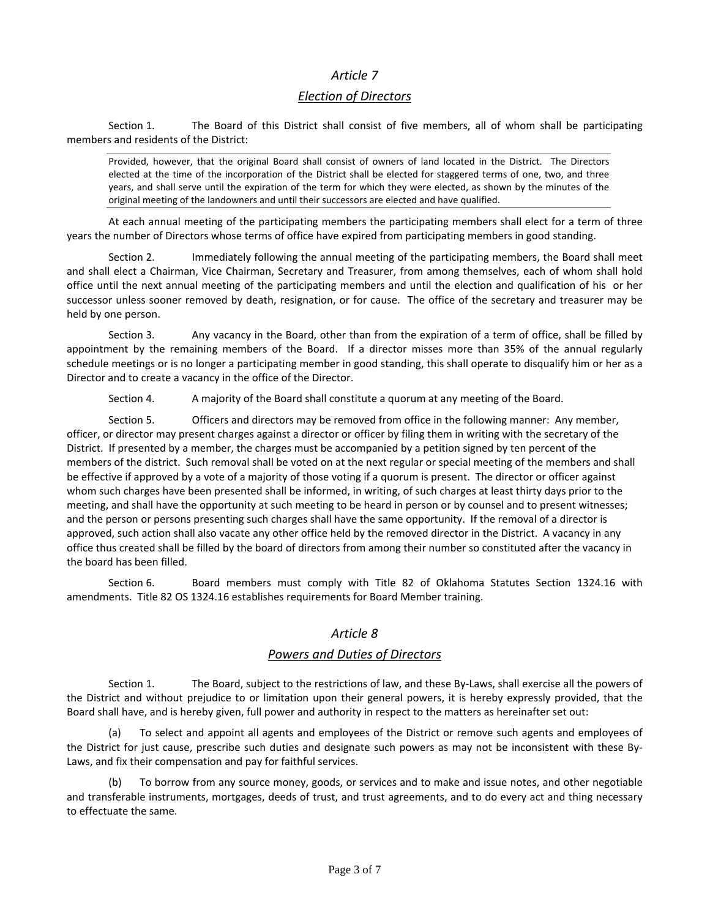## *Article 7*

## *Election of Directors*

Section 1. The Board of this District shall consist of five members, all of whom shall be participating members and residents of the District:

> Provided, however, that the original Board shall consist of owners of land located in the District. The Directors elected at the time of the incorporation of the District shall be elected for staggered terms of one, two, and three years, and shall serve until the expiration of the term for which they were elected, as shown by the minutes of the original meeting of the landowners and until their successors are elected and have qualified.

At each annual meeting of the participating members the participating members shall elect for a term of three years the number of Directors whose terms of office have expired from participating members in good standing.

Section 2. Immediately following the annual meeting of the participating members, the Board shall meet and shall elect a Chairman, Vice Chairman, Secretary and Treasurer, from among themselves, each of whom shall hold office until the next annual meeting of the participating members and until the election and qualification of his or her successor unless sooner removed by death, resignation, or for cause. The office of the secretary and treasurer may be held by one person.

Section 3. Any vacancy in the Board, other than from the expiration of a term of office, shall be filled by appointment by the remaining members of the Board. If a director misses more than 35% of the annual regularly schedule meetings or is no longer a participating member in good standing, this shall operate to disqualify him or her as a Director and to create a vacancy in the office of the Director.

Section 4. A majority of the Board shall constitute a quorum at any meeting of the Board.

Section 5. Officers and directors may be removed from office in the following manner: Any member, officer, or director may present charges against a director or officer by filing them in writing with the secretary of the District. If presented by a member, the charges must be accompanied by a petition signed by ten percent of the members of the district. Such removal shall be voted on at the next regular or special meeting of the members and shall be effective if approved by a vote of a majority of those voting if a quorum is present. The director or officer against whom such charges have been presented shall be informed, in writing, of such charges at least thirty days prior to the meeting, and shall have the opportunity at such meeting to be heard in person or by counsel and to present witnesses; and the person or persons presenting such charges shall have the same opportunity. If the removal of a director is approved, such action shall also vacate any other office held by the removed director in the District. A vacancy in any office thus created shall be filled by the board of directors from among their number so constituted after the vacancy in the board has been filled.

Section 6. Board members must comply with Title 82 of Oklahoma Statutes Section 1324.16 with amendments. Title 82 OS 1324.16 establishes requirements for Board Member training.

## *Article 8*

## *Powers and Duties of Directors*

Section 1. The Board, subject to the restrictions of law, and these By-Laws, shall exercise all the powers of the District and without prejudice to or limitation upon their general powers, it is hereby expressly provided, that the Board shall have, and is hereby given, full power and authority in respect to the matters as hereinafter set out:

(a) To select and appoint all agents and employees of the District or remove such agents and employees of the District for just cause, prescribe such duties and designate such powers as may not be inconsistent with these By-Laws, and fix their compensation and pay for faithful services.

(b) To borrow from any source money, goods, or services and to make and issue notes, and other negotiable and transferable instruments, mortgages, deeds of trust, and trust agreements, and to do every act and thing necessary to effectuate the same.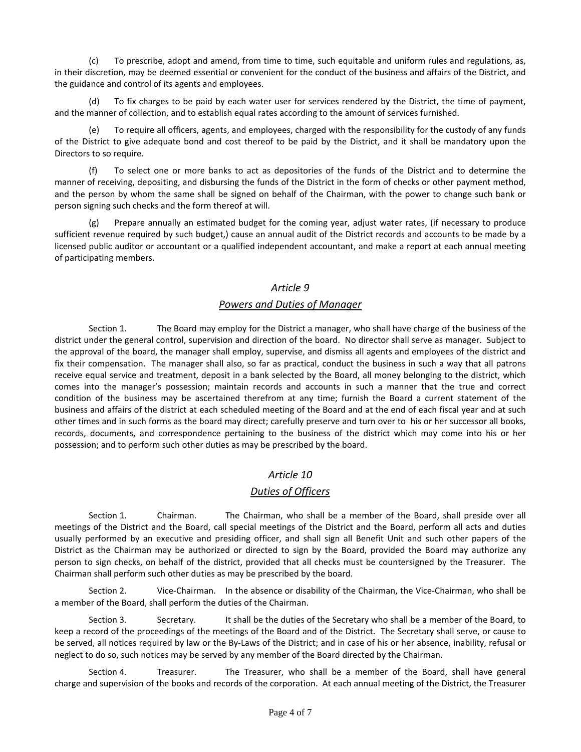(c) To prescribe, adopt and amend, from time to time, such equitable and uniform rules and regulations, as, in their discretion, may be deemed essential or convenient for the conduct of the business and affairs of the District, and the guidance and control of its agents and employees.

(d) To fix charges to be paid by each water user for services rendered by the District, the time of payment, and the manner of collection, and to establish equal rates according to the amount of services furnished.

(e) To require all officers, agents, and employees, charged with the responsibility for the custody of any funds of the District to give adequate bond and cost thereof to be paid by the District, and it shall be mandatory upon the Directors to so require.

(f) To select one or more banks to act as depositories of the funds of the District and to determine the manner of receiving, depositing, and disbursing the funds of the District in the form of checks or other payment method, and the person by whom the same shall be signed on behalf of the Chairman, with the power to change such bank or person signing such checks and the form thereof at will.

(g) Prepare annually an estimated budget for the coming year, adjust water rates, (if necessary to produce sufficient revenue required by such budget,) cause an annual audit of the District records and accounts to be made by a licensed public auditor or accountant or a qualified independent accountant, and make a report at each annual meeting of participating members.

## *Article 9*

## ***Powers and Duties of Manager***

Section 1. The Board may employ for the District a manager, who shall have charge of the business of the district under the general control, supervision and direction of the board. No director shall serve as manager. Subject to the approval of the board, the manager shall employ, supervise, and dismiss all agents and employees of the district and fix their compensation. The manager shall also, so far as practical, conduct the business in such a way that all patrons receive equal service and treatment, deposit in a bank selected by the Board, all money belonging to the district, which comes into the manager's possession; maintain records and accounts in such a manner that the true and correct condition of the business may be ascertained therefrom at any time; furnish the Board a current statement of the business and affairs of the district at each scheduled meeting of the Board and at the end of each fiscal year and at such other times and in such forms as the board may direct; carefully preserve and turn over to his or her successor all books, records, documents, and correspondence pertaining to the business of the district which may come into his or her possession; and to perform such other duties as may be prescribed by the board.

## *Article 10*

## ***Duties of Officers***

Section 1. Chairman. The Chairman, who shall be a member of the Board, shall preside over all meetings of the District and the Board, call special meetings of the District and the Board, perform all acts and duties usually performed by an executive and presiding officer, and shall sign all Benefit Unit and such other papers of the District as the Chairman may be authorized or directed to sign by the Board, provided the Board may authorize any person to sign checks, on behalf of the district, provided that all checks must be countersigned by the Treasurer. The Chairman shall perform such other duties as may be prescribed by the board.

Section 2. Vice-Chairman. In the absence or disability of the Chairman, the Vice-Chairman, who shall be a member of the Board, shall perform the duties of the Chairman.

Section 3. Secretary. It shall be the duties of the Secretary who shall be a member of the Board, to keep a record of the proceedings of the meetings of the Board and of the District. The Secretary shall serve, or cause to be served, all notices required by law or the By-Laws of the District; and in case of his or her absence, inability, refusal or neglect to do so, such notices may be served by any member of the Board directed by the Chairman.

Section 4. Treasurer. The Treasurer, who shall be a member of the Board, shall have general charge and supervision of the books and records of the corporation. At each annual meeting of the District, the Treasurer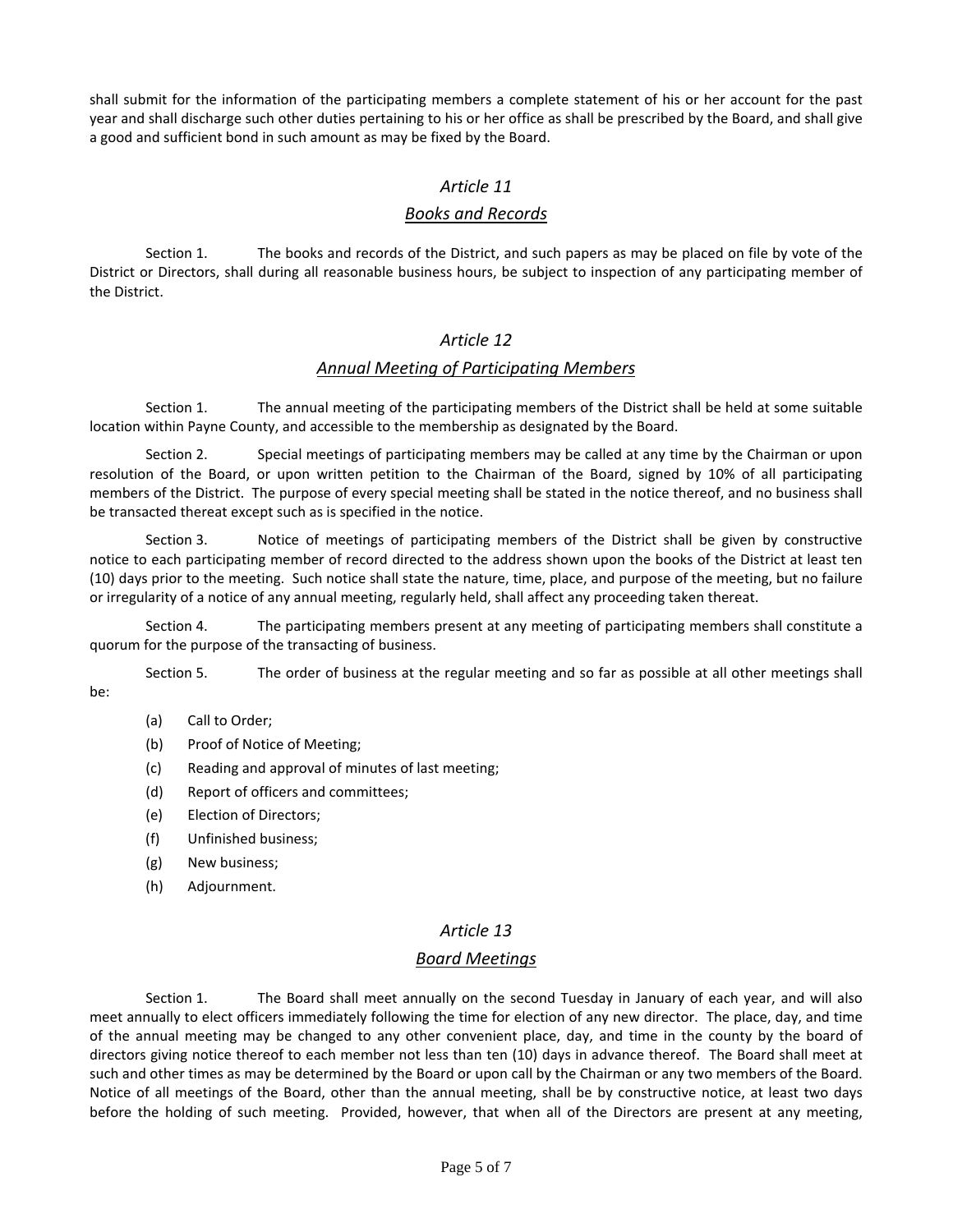shall submit for the information of the participating members a complete statement of his or her account for the past year and shall discharge such other duties pertaining to his or her office as shall be prescribed by the Board, and shall give a good and sufficient bond in such amount as may be fixed by the Board.

## *Article 11*

## *Books and Records*

Section 1. The books and records of the District, and such papers as may be placed on file by vote of the District or Directors, shall during all reasonable business hours, be subject to inspection of any participating member of the District.

## *Article 12*

## *Annual Meeting of Participating Members*

Section 1. The annual meeting of the participating members of the District shall be held at some suitable location within Payne County, and accessible to the membership as designated by the Board.

Section 2. Special meetings of participating members may be called at any time by the Chairman or upon resolution of the Board, or upon written petition to the Chairman of the Board, signed by 10% of all participating members of the District. The purpose of every special meeting shall be stated in the notice thereof, and no business shall be transacted thereat except such as is specified in the notice.

Section 3. Notice of meetings of participating members of the District shall be given by constructive notice to each participating member of record directed to the address shown upon the books of the District at least ten (10) days prior to the meeting. Such notice shall state the nature, time, place, and purpose of the meeting, but no failure or irregularity of a notice of any annual meeting, regularly held, shall affect any proceeding taken thereat.

Section 4. The participating members present at any meeting of participating members shall constitute a quorum for the purpose of the transacting of business.

Section 5. The order of business at the regular meeting and so far as possible at all other meetings shall be:

(a) Call to Order;

(b) Proof of Notice of Meeting;

(c) Reading and approval of minutes of last meeting;

(d) Report of officers and committees;

(e) Election of Directors;

(f) Unfinished business;

(g) New business;

(h) Adjournment.

## *Article 13*

## *Board Meetings*

Section 1. The Board shall meet annually on the second Tuesday in January of each year, and will also meet annually to elect officers immediately following the time for election of any new director. The place, day, and time of the annual meeting may be changed to any other convenient place, day, and time in the county by the board of directors giving notice thereof to each member not less than ten (10) days in advance thereof. The Board shall meet at such and other times as may be determined by the Board or upon call by the Chairman or any two members of the Board. Notice of all meetings of the Board, other than the annual meeting, shall be by constructive notice, at least two days before the holding of such meeting. Provided, however, that when all of the Directors are present at any meeting,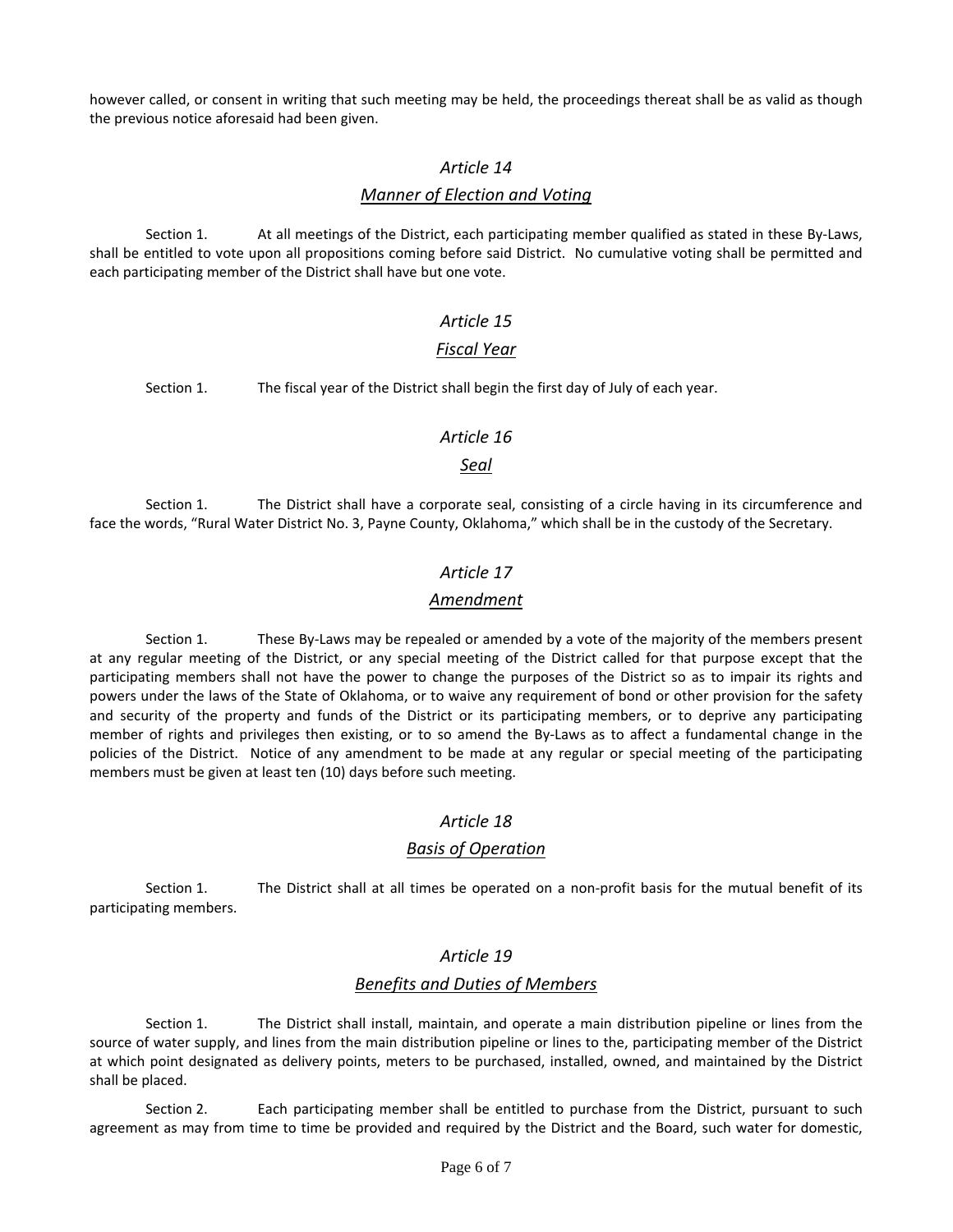however called, or consent in writing that such meeting may be held, the proceedings thereat shall be as valid as though the previous notice aforesaid had been given.

## *Article 14*

## *Manner of Election and Voting*

Section 1. At all meetings of the District, each participating member qualified as stated in these By-Laws, shall be entitled to vote upon all propositions coming before said District. No cumulative voting shall be permitted and each participating member of the District shall have but one vote.

## *Article 15*

## *Fiscal Year*

Section 1. The fiscal year of the District shall begin the first day of July of each year.

## *Article 16*

## *Seal*

Section 1. The District shall have a corporate seal, consisting of a circle having in its circumference and face the words, "Rural Water District No. 3, Payne County, Oklahoma," which shall be in the custody of the Secretary.

## *Article 17*

## *Amendment*

Section 1. These By-Laws may be repealed or amended by a vote of the majority of the members present at any regular meeting of the District, or any special meeting of the District called for that purpose except that the participating members shall not have the power to change the purposes of the District so as to impair its rights and powers under the laws of the State of Oklahoma, or to waive any requirement of bond or other provision for the safety and security of the property and funds of the District or its participating members, or to deprive any participating member of rights and privileges then existing, or to so amend the By-Laws as to affect a fundamental change in the policies of the District. Notice of any amendment to be made at any regular or special meeting of the participating members must be given at least ten (10) days before such meeting.

## *Article 18*

## *Basis of Operation*

Section 1. The District shall at all times be operated on a non-profit basis for the mutual benefit of its participating members.

## *Article 19*

## *Benefits and Duties of Members*

Section 1. The District shall install, maintain, and operate a main distribution pipeline or lines from the source of water supply, and lines from the main distribution pipeline or lines to the, participating member of the District at which point designated as delivery points, meters to be purchased, installed, owned, and maintained by the District shall be placed.

Section 2. Each participating member shall be entitled to purchase from the District, pursuant to such agreement as may from time to time be provided and required by the District and the Board, such water for domestic,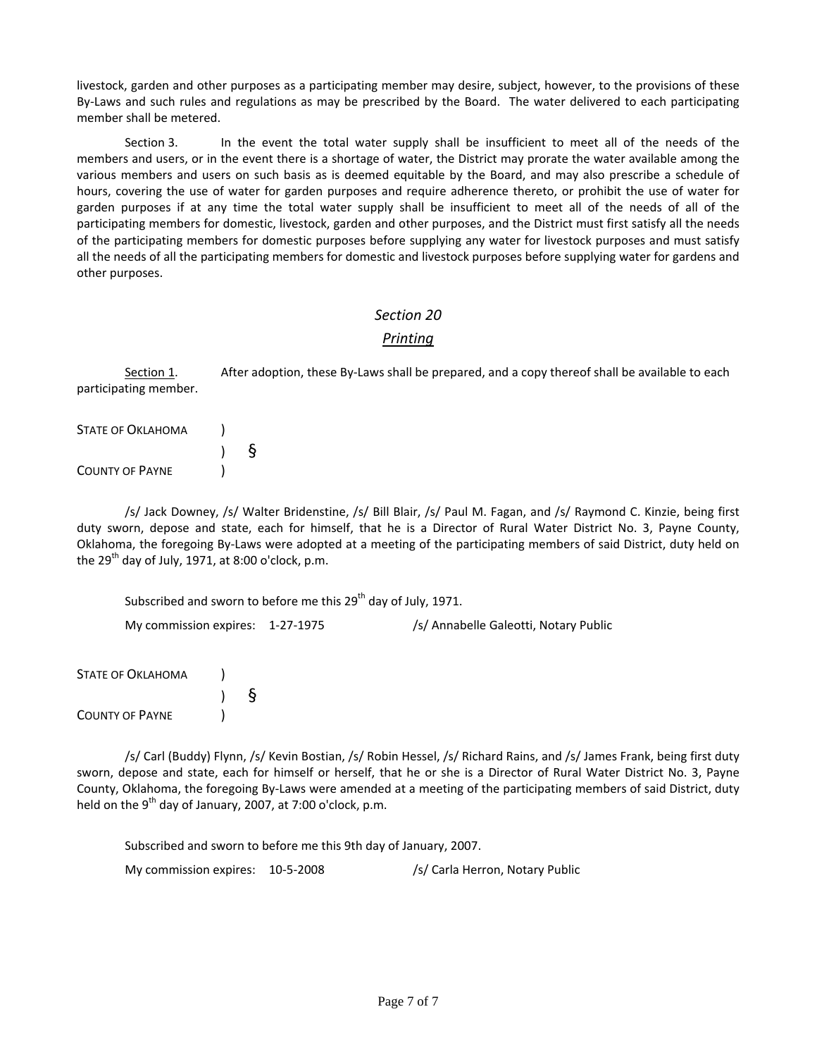livestock, garden and other purposes as a participating member may desire, subject, however, to the provisions of these By-Laws and such rules and regulations as may be prescribed by the Board. The water delivered to each participating member shall be metered.

Section 3. In the event the total water supply shall be insufficient to meet all of the needs of the members and users, or in the event there is a shortage of water, the District may prorate the water available among the various members and users on such basis as is deemed equitable by the Board, and may also prescribe a schedule of hours, covering the use of water for garden purposes and require adherence thereto, or prohibit the use of water for garden purposes if at any time the total water supply shall be insufficient to meet all of the needs of all of the participating members for domestic, livestock, garden and other purposes, and the District must first satisfy all the needs of the participating members for domestic purposes before supplying any water for livestock purposes and must satisfy all the needs of all the participating members for domestic and livestock purposes before supplying water for gardens and other purposes.

## *Section 20*

## *Printing*

Section 1. After adoption, these By-Laws shall be prepared, and a copy thereof shall be available to each participating member.

STATE OF OKLAHOMA )
) §
COUNTY OF PAYNE )

/s/ Jack Downey, /s/ Walter Bridenstine, /s/ Bill Blair, /s/ Paul M. Fagan, and /s/ Raymond C. Kinzie, being first duty sworn, depose and state, each for himself, that he is a Director of Rural Water District No. 3, Payne County, Oklahoma, the foregoing By-Laws were adopted at a meeting of the participating members of said District, duty held on the 29th day of July, 1971, at 8:00 o'clock, p.m.

Subscribed and sworn to before me this 29th day of July, 1971.

My commission expires: 1-27-1975 /s/ Annabelle Galeotti, Notary Public

STATE OF OKLAHOMA )
) §
COUNTY OF PAYNE )

/s/ Carl (Buddy) Flynn, /s/ Kevin Bostian, /s/ Robin Hessel, /s/ Richard Rains, and /s/ James Frank, being first duty sworn, depose and state, each for himself or herself, that he or she is a Director of Rural Water District No. 3, Payne County, Oklahoma, the foregoing By-Laws were amended at a meeting of the participating members of said District, duty held on the 9th day of January, 2007, at 7:00 o'clock, p.m.

Subscribed and sworn to before me this 9th day of January, 2007.

My commission expires: 10-5-2008 /s/ Carla Herron, Notary Public